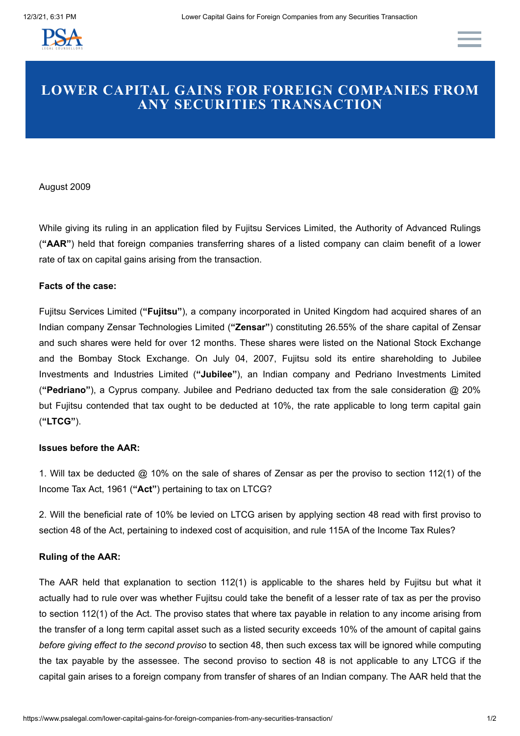# LOWER CAPITAL GAINS FOR FOREIGN COMPANIES FROM ANY SECURITIES TRANSACTION

August 2009

While giving its ruling in an application filed by Fujitsu Services Limited, the Authority of Advanced Rulings (**"AAR"**) held that foreign companies transferring shares of a listed company can claim benefit of a lower rate of tax on capital gains arising from the transaction.

**Facts of the case:**

Fujitsu Services Limited (**"Fujitsu"**), a company incorporated in United Kingdom had acquired shares of an Indian company Zensar Technologies Limited (**"Zensar"**) constituting 26.55% of the share capital of Zensar and such shares were held for over 12 months. These shares were listed on the National Stock Exchange and the Bombay Stock Exchange. On July 04, 2007, Fujitsu sold its entire shareholding to Jubilee Investments and Industries Limited (**"Jubilee"**), an Indian company and Pedriano Investments Limited (**"Pedriano"**), a Cyprus company. Jubilee and Pedriano deducted tax from the sale consideration @ 20% but Fujitsu contended that tax ought to be deducted at 10%, the rate applicable to long term capital gain (**"LTCG"**).

**Issues before the AAR:**

1. Will tax be deducted @ 10% on the sale of shares of Zensar as per the proviso to section 112(1) of the Income Tax Act, 1961 (**"Act"**) pertaining to tax on LTCG?

2. Will the beneficial rate of 10% be levied on LTCG arisen by applying section 48 read with first proviso to section 48 of the Act, pertaining to indexed cost of acquisition, and rule 115A of the Income Tax Rules?

**Ruling of the AAR:**

The AAR held that explanation to section 112(1) is applicable to the shares held by Fujitsu but what it actually had to rule over was whether Fujitsu could take the benefit of a lesser rate of tax as per the proviso to section 112(1) of the Act. The proviso states that where tax payable in relation to any income arising from the transfer of a long term capital asset such as a listed security exceeds 10% of the amount of capital gains *before giving effect to the second proviso* to section 48, then such excess tax will be ignored while computing the tax payable by the assessee. The second proviso to section 48 is not applicable to any LTCG if the capital gain arises to a foreign company from transfer of shares of an Indian company. The AAR held that the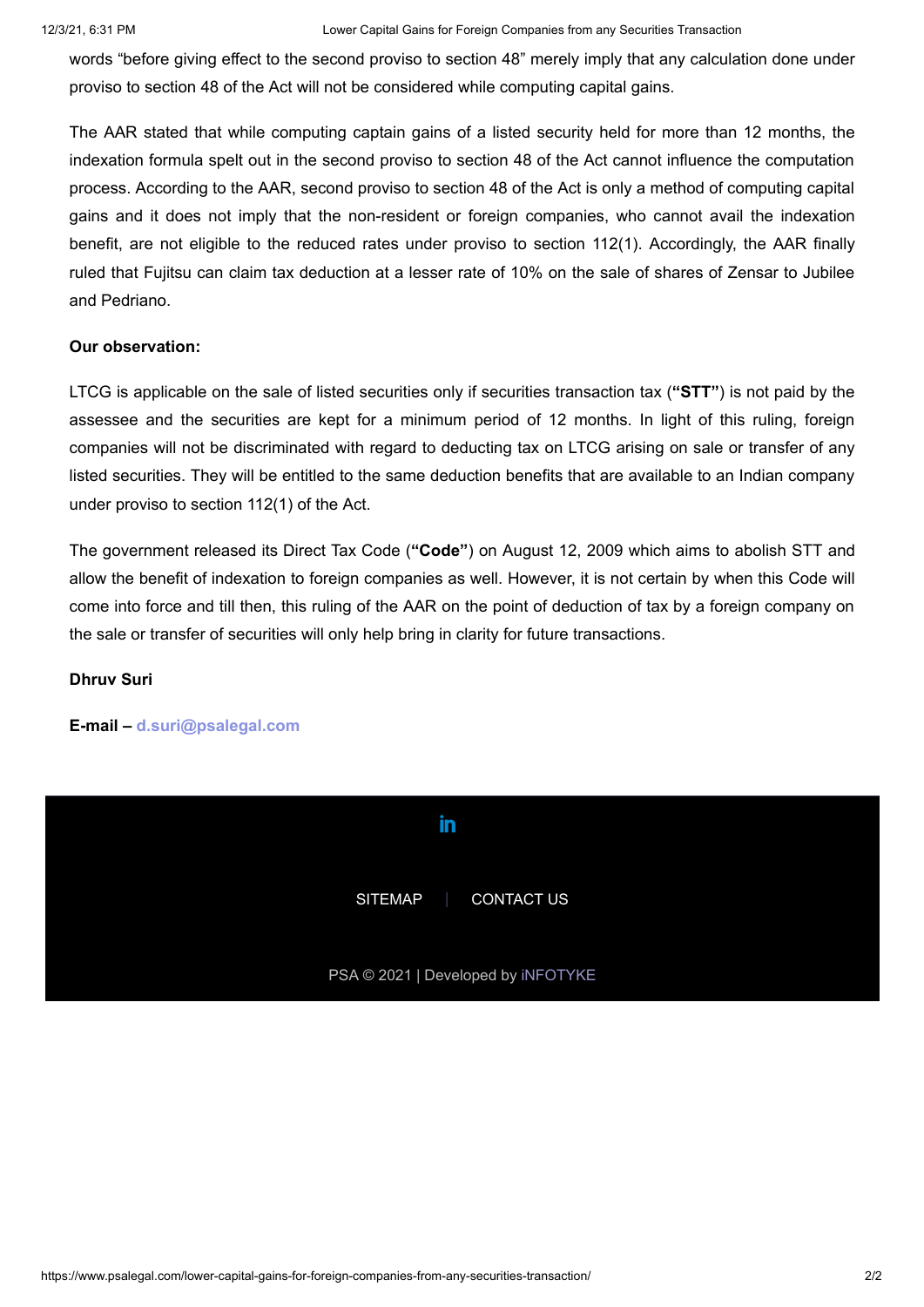words "before giving effect to the second proviso to section 48" merely imply that any calculation done under proviso to section 48 of the Act will not be considered while computing capital gains.

The AAR stated that while computing captain gains of a listed security held for more than 12 months, the indexation formula spelt out in the second proviso to section 48 of the Act cannot influence the computation process. According to the AAR, second proviso to section 48 of the Act is only a method of computing capital gains and it does not imply that the non-resident or foreign companies, who cannot avail the indexation benefit, are not eligible to the reduced rates under proviso to section 112(1). Accordingly, the AAR finally ruled that Fujitsu can claim tax deduction at a lesser rate of 10% on the sale of shares of Zensar to Jubilee and Pedriano.

**Our observation:**

LTCG is applicable on the sale of listed securities only if securities transaction tax (**"STT"**) is not paid by the assessee and the securities are kept for a minimum period of 12 months. In light of this ruling, foreign companies will not be discriminated with regard to deducting tax on LTCG arising on sale or transfer of any listed securities. They will be entitled to the same deduction benefits that are available to an Indian company under proviso to section 112(1) of the Act.

The government released its Direct Tax Code (**"Code"**) on August 12, 2009 which aims to abolish STT and allow the benefit of indexation to foreign companies as well. However, it is not certain by when this Code will come into force and till then, this ruling of the AAR on the point of deduction of tax by a foreign company on the sale or transfer of securities will only help bring in clarity for future transactions.

**Dhruv Suri**

**E-mail –** d.suri@psalegal.com

SITEMAP | CONTACT US

PSA © 2021 | Developed by iNFOTYKE